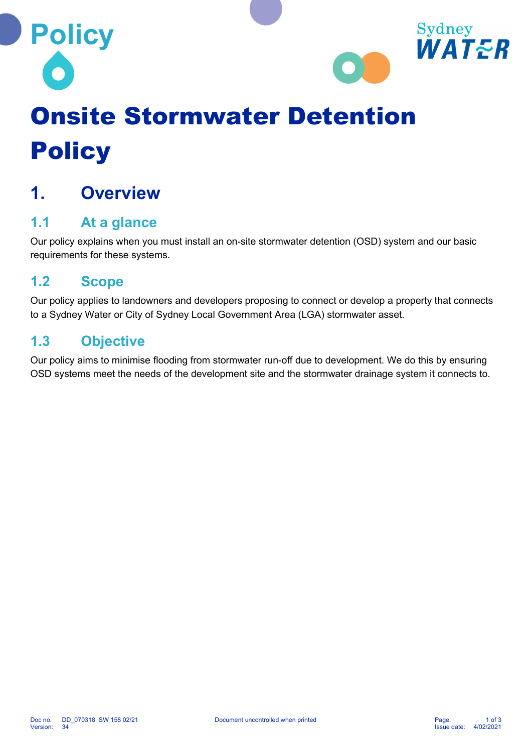Policy

# Onsite Stormwater Detention Policy

## 1. Overview

### 1.1 At a glance

Our policy explains when you must install an on-site stormwater detention (OSD) system and our basic requirements for these systems.

### 1.2 Scope

Our policy applies to landowners and developers proposing to connect or develop a property that connects to a Sydney Water or City of Sydney Local Government Area (LGA) stormwater asset.

### 1.3 Objective

Our policy aims to minimise flooding from stormwater run-off due to development. We do this by ensuring OSD systems meet the needs of the development site and the stormwater drainage system it connects to.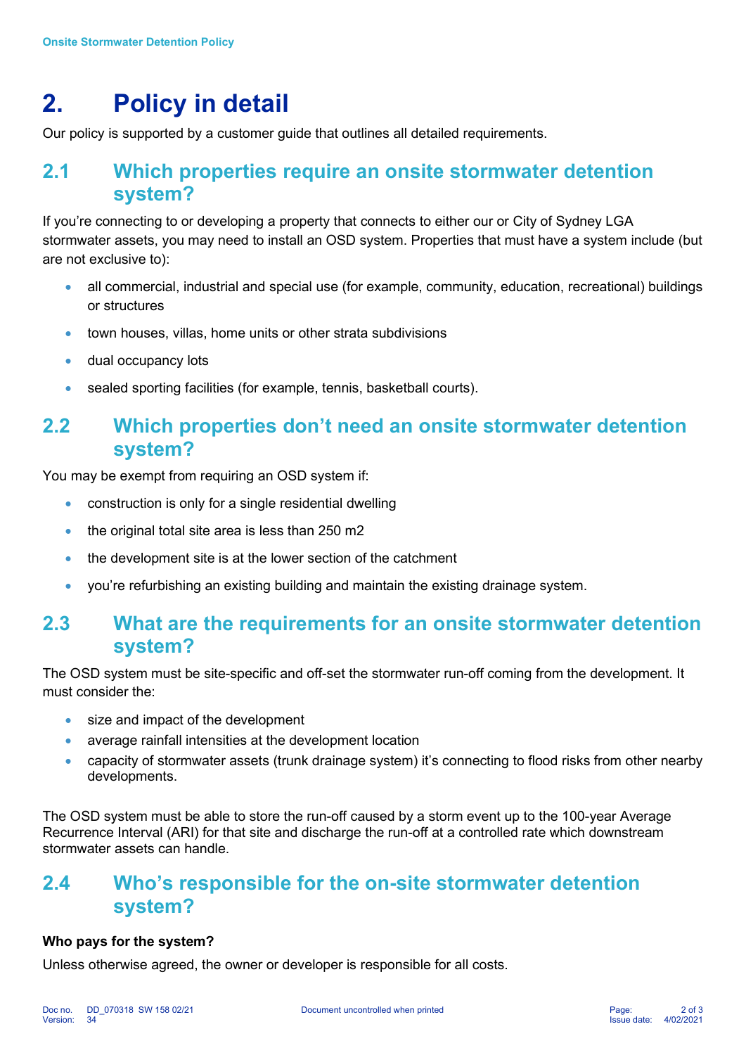# 2. Policy in detail

Our policy is supported by a customer guide that outlines all detailed requirements.

## 2.1 Which properties require an onsite stormwater detention system?

If you're connecting to or developing a property that connects to either our or City of Sydney LGA stormwater assets, you may need to install an OSD system. Properties that must have a system include (but are not exclusive to):

- all commercial, industrial and special use (for example, community, education, recreational) buildings or structures
- town houses, villas, home units or other strata subdivisions
- dual occupancy lots
- sealed sporting facilities (for example, tennis, basketball courts).

## 2.2 Which properties don't need an onsite stormwater detention system?

You may be exempt from requiring an OSD system if:

- construction is only for a single residential dwelling
- the original total site area is less than 250 m2
- the development site is at the lower section of the catchment
- you're refurbishing an existing building and maintain the existing drainage system.

## 2.3 What are the requirements for an onsite stormwater detention system?

The OSD system must be site-specific and off-set the stormwater run-off coming from the development. It must consider the:

- size and impact of the development
- average rainfall intensities at the development location
- capacity of stormwater assets (trunk drainage system) it's connecting to flood risks from other nearby developments.

The OSD system must be able to store the run-off caused by a storm event up to the 100-year Average Recurrence Interval (ARI) for that site and discharge the run-off at a controlled rate which downstream stormwater assets can handle.

## 2.4 Who's responsible for the on-site stormwater detention system?

**Who pays for the system?**

Unless otherwise agreed, the owner or developer is responsible for all costs.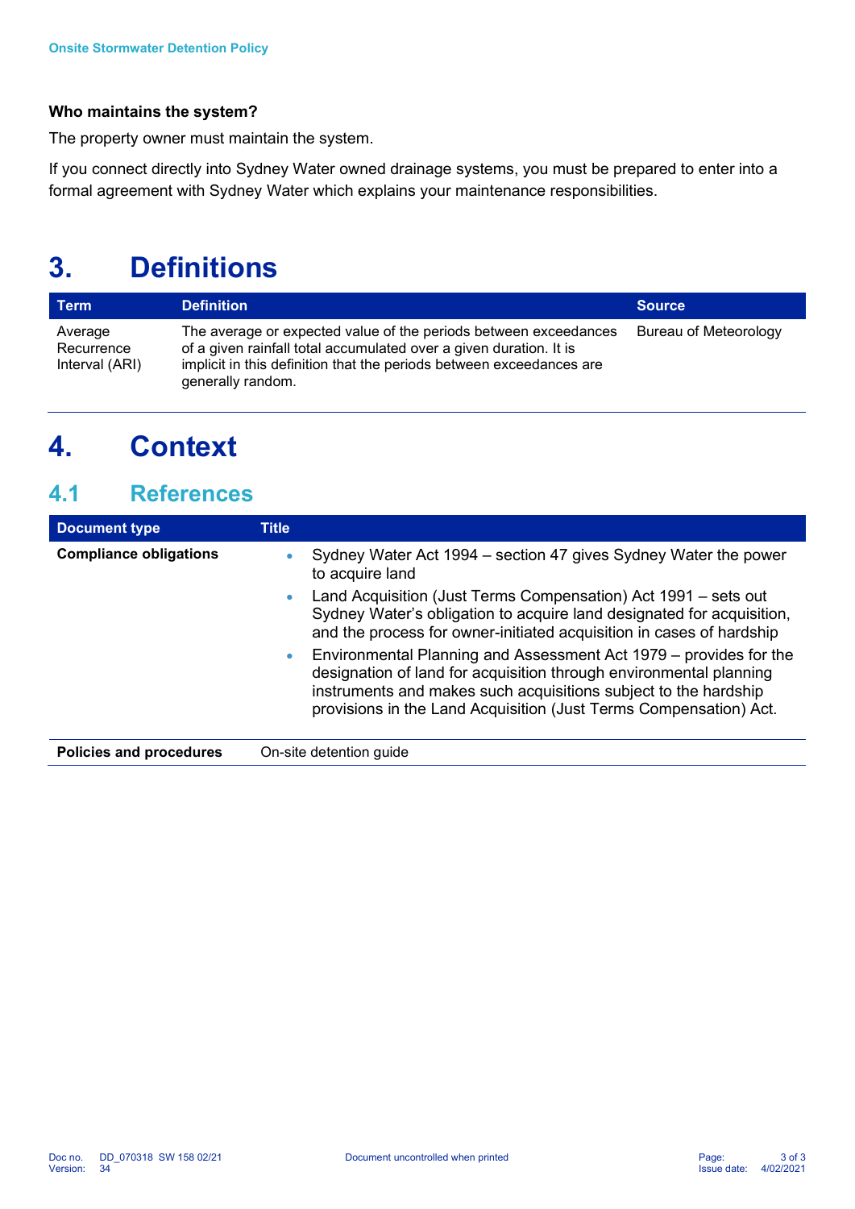#### Who maintains the system?

The property owner must maintain the system.

If you connect directly into Sydney Water owned drainage systems, you must be prepared to enter into a formal agreement with Sydney Water which explains your maintenance responsibilities.

# 3. Definitions

| Term | Definition | Source |
|---|---|---|
| Average Recurrence Interval (ARI) | The average or expected value of the periods between exceedances of a given rainfall total accumulated over a given duration. It is implicit in this definition that the periods between exceedances are generally random. | Bureau of Meteorology |

# 4. Context

## 4.1 References

| Document type | Title |
|---|---|
| **Compliance obligations** | • Sydney Water Act 1994 – section 47 gives Sydney Water the power to acquire land<br>• Land Acquisition (Just Terms Compensation) Act 1991 – sets out Sydney Water's obligation to acquire land designated for acquisition, and the process for owner-initiated acquisition in cases of hardship<br>• Environmental Planning and Assessment Act 1979 – provides for the designation of land for acquisition through environmental planning instruments and makes such acquisitions subject to the hardship provisions in the Land Acquisition (Just Terms Compensation) Act. |
| **Policies and procedures** | On-site detention guide |